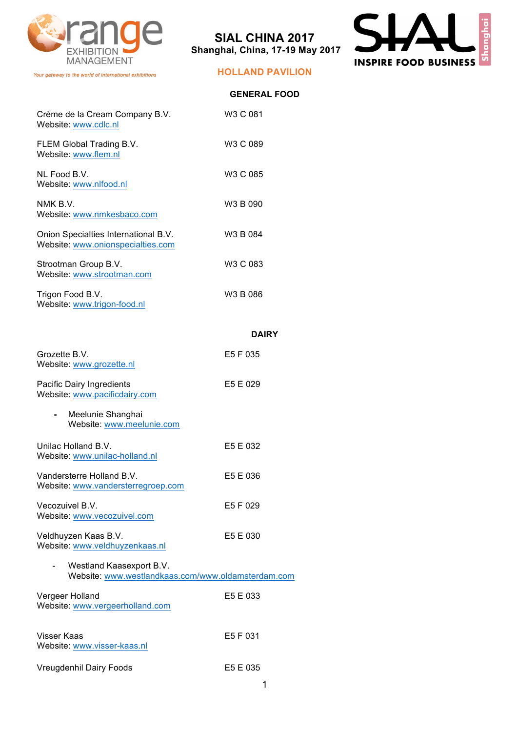Orange EXHIBITION MANAGEMENT

*Your gateway to the world of international exhibitions*

# SIAL CHINA 2017

**Shanghai, China, 17-19 May 2017**

SIAL Shanghai INSPIRE FOOD BUSINESS

## HOLLAND PAVILION

### GENERAL FOOD

| Company | Stand |
|---|---|
| Crème de la Cream Company B.V.<br>Website: www.cdlc.nl | W3 C 081 |
| FLEM Global Trading B.V.<br>Website: www.flem.nl | W3 C 089 |
| NL Food B.V.<br>Website: www.nlfood.nl | W3 C 085 |
| NMK B.V.<br>Website: www.nmkesbaco.com | W3 B 090 |
| Onion Specialties International B.V.<br>Website: www.onionspecialties.com | W3 B 084 |
| Strootman Group B.V.<br>Website: www.strootman.com | W3 C 083 |
| Trigon Food B.V.<br>Website: www.trigon-food.nl | W3 B 086 |

### DAIRY

| Company | Stand |
|---|---|
| Grozette B.V.<br>Website: www.grozette.nl | E5 F 035 |
| Pacific Dairy Ingredients<br>Website: www.pacificdairy.com | E5 E 029 |
| - Meelunie Shanghai<br>Website: www.meelunie.com | |
| Unilac Holland B.V.<br>Website: www.unilac-holland.nl | E5 E 032 |
| Vandersterre Holland B.V.<br>Website: www.vandersterregroep.com | E5 E 036 |
| Vecozuivel B.V.<br>Website: www.vecozuivel.com | E5 F 029 |
| Veldhuyzen Kaas B.V.<br>Website: www.veldhuyzenkaas.nl | E5 E 030 |
| - Westland Kaasexport B.V.<br>Website: www.westlandkaas.com/www.oldamsterdam.com | |
| Vergeer Holland<br>Website: www.vergeerholland.com | E5 E 033 |
| Visser Kaas<br>Website: www.visser-kaas.nl | E5 F 031 |
| Vreugdenhil Dairy Foods | E5 E 035 |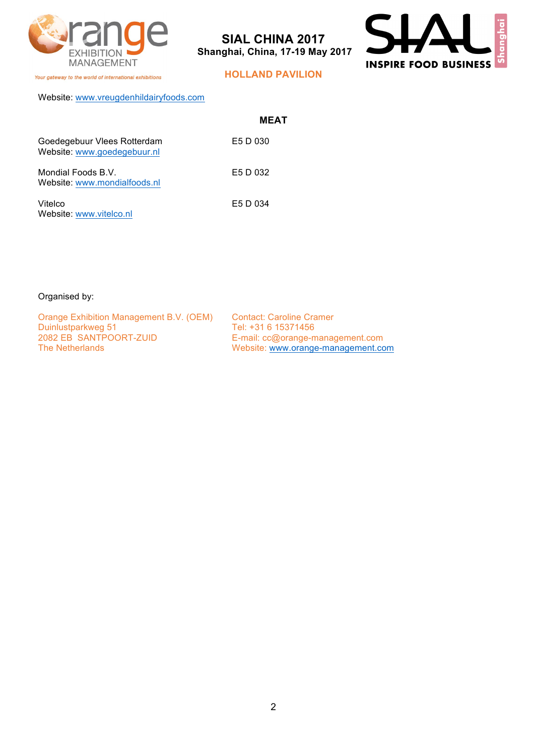Website: www.vreugdenhildairyfoods.com

## MEAT

| | |
|---|---|
| Goedegebuur Vlees Rotterdam<br>Website: www.goedegebuur.nl | E5 D 030 |
| Mondial Foods B.V.<br>Website: www.mondialfoods.nl | E5 D 032 |
| Vitelco<br>Website: www.vitelco.nl | E5 D 034 |

Organised by:

Orange Exhibition Management B.V. (OEM)
Duinlustparkweg 51
2082 EB SANTPOORT-ZUID
The Netherlands

Contact: Caroline Cramer
Tel: +31 6 15371456
E-mail: cc@orange-management.com
Website: www.orange-management.com